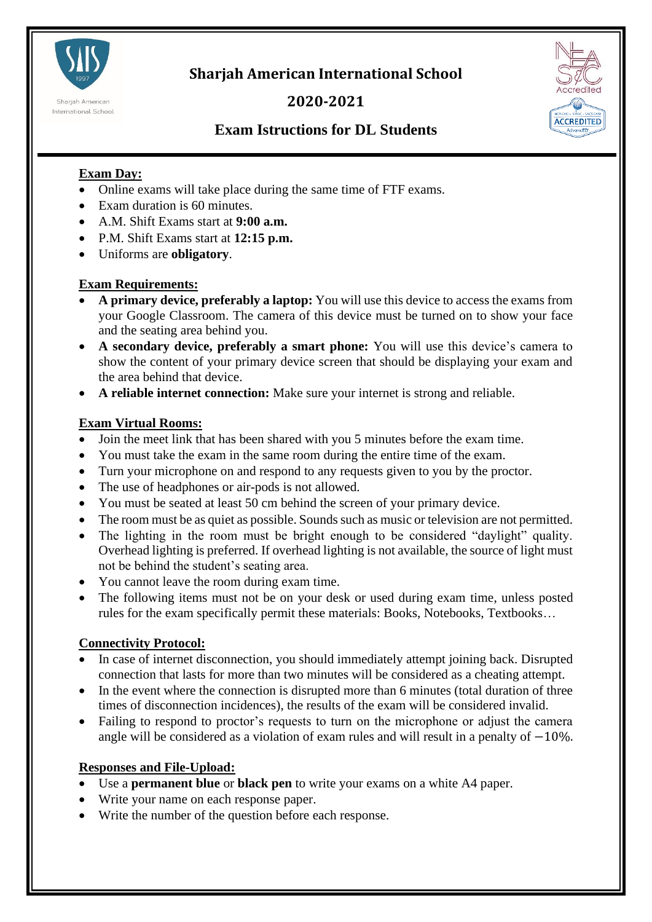# Sharjah American International School

## 2020-2021

## Exam Istructions for DL Students

**Exam Day:**

- Online exams will take place during the same time of FTF exams.
- Exam duration is 60 minutes.
- A.M. Shift Exams start at **9:00 a.m.**
- P.M. Shift Exams start at **12:15 p.m.**
- Uniforms are **obligatory**.

**Exam Requirements:**

- **A primary device, preferably a laptop:** You will use this device to access the exams from your Google Classroom. The camera of this device must be turned on to show your face and the seating area behind you.
- **A secondary device, preferably a smart phone:** You will use this device's camera to show the content of your primary device screen that should be displaying your exam and the area behind that device.
- **A reliable internet connection:** Make sure your internet is strong and reliable.

**Exam Virtual Rooms:**

- Join the meet link that has been shared with you 5 minutes before the exam time.
- You must take the exam in the same room during the entire time of the exam.
- Turn your microphone on and respond to any requests given to you by the proctor.
- The use of headphones or air-pods is not allowed.
- You must be seated at least 50 cm behind the screen of your primary device.
- The room must be as quiet as possible. Sounds such as music or television are not permitted.
- The lighting in the room must be bright enough to be considered "daylight" quality. Overhead lighting is preferred. If overhead lighting is not available, the source of light must not be behind the student's seating area.
- You cannot leave the room during exam time.
- The following items must not be on your desk or used during exam time, unless posted rules for the exam specifically permit these materials: Books, Notebooks, Textbooks…

**Connectivity Protocol:**

- In case of internet disconnection, you should immediately attempt joining back. Disrupted connection that lasts for more than two minutes will be considered as a cheating attempt.
- In the event where the connection is disrupted more than 6 minutes (total duration of three times of disconnection incidences), the results of the exam will be considered invalid.
- Failing to respond to proctor's requests to turn on the microphone or adjust the camera angle will be considered as a violation of exam rules and will result in a penalty of $-10\%$.

**Responses and File-Upload:**

- Use a **permanent blue** or **black pen** to write your exams on a white A4 paper.
- Write your name on each response paper.
- Write the number of the question before each response.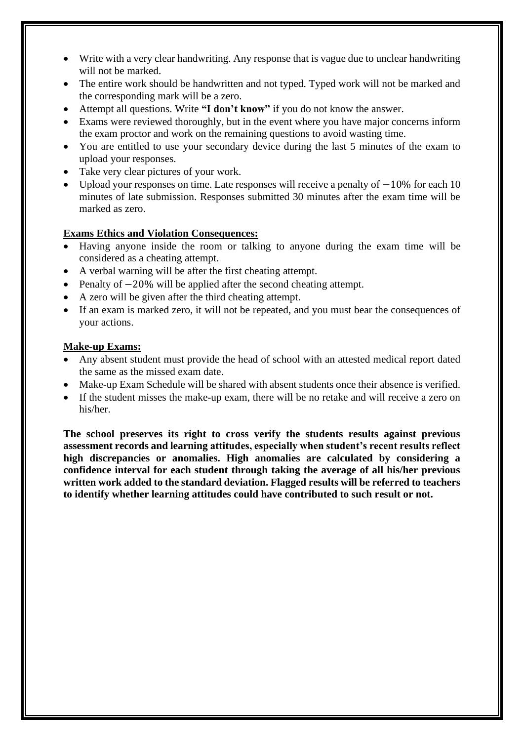- Write with a very clear handwriting. Any response that is vague due to unclear handwriting will not be marked.
- The entire work should be handwritten and not typed. Typed work will not be marked and the corresponding mark will be a zero.
- Attempt all questions. Write **"I don't know"** if you do not know the answer.
- Exams were reviewed thoroughly, but in the event where you have major concerns inform the exam proctor and work on the remaining questions to avoid wasting time.
- You are entitled to use your secondary device during the last 5 minutes of the exam to upload your responses.
- Take very clear pictures of your work.
- Upload your responses on time. Late responses will receive a penalty of $-10\%$ for each 10 minutes of late submission. Responses submitted 30 minutes after the exam time will be marked as zero.

**Exams Ethics and Violation Consequences:**

- Having anyone inside the room or talking to anyone during the exam time will be considered as a cheating attempt.
- A verbal warning will be after the first cheating attempt.
- Penalty of $-20\%$ will be applied after the second cheating attempt.
- A zero will be given after the third cheating attempt.
- If an exam is marked zero, it will not be repeated, and you must bear the consequences of your actions.

**Make-up Exams:**

- Any absent student must provide the head of school with an attested medical report dated the same as the missed exam date.
- Make-up Exam Schedule will be shared with absent students once their absence is verified.
- If the student misses the make-up exam, there will be no retake and will receive a zero on his/her.

**The school preserves its right to cross verify the students results against previous assessment records and learning attitudes, especially when student's recent results reflect high discrepancies or anomalies. High anomalies are calculated by considering a confidence interval for each student through taking the average of all his/her previous written work added to the standard deviation. Flagged results will be referred to teachers to identify whether learning attitudes could have contributed to such result or not.**